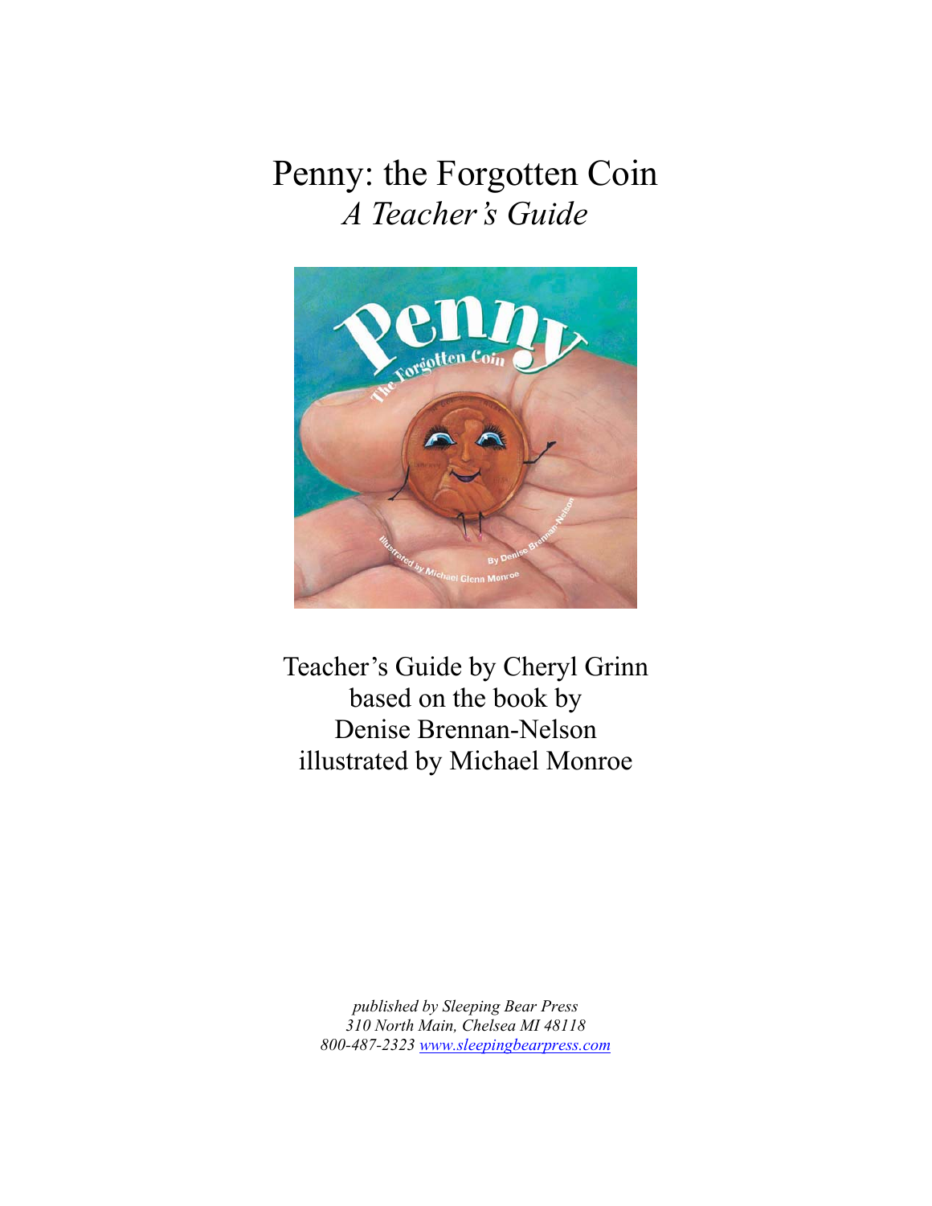# Penny: the Forgotten Coin
## *A Teacher's Guide*

Teacher's Guide by Cheryl Grinn
based on the book by
Denise Brennan-Nelson
illustrated by Michael Monroe

*published by Sleeping Bear Press*
*310 North Main, Chelsea MI 48118*
*800-487-2323 www.sleepingbearpress.com*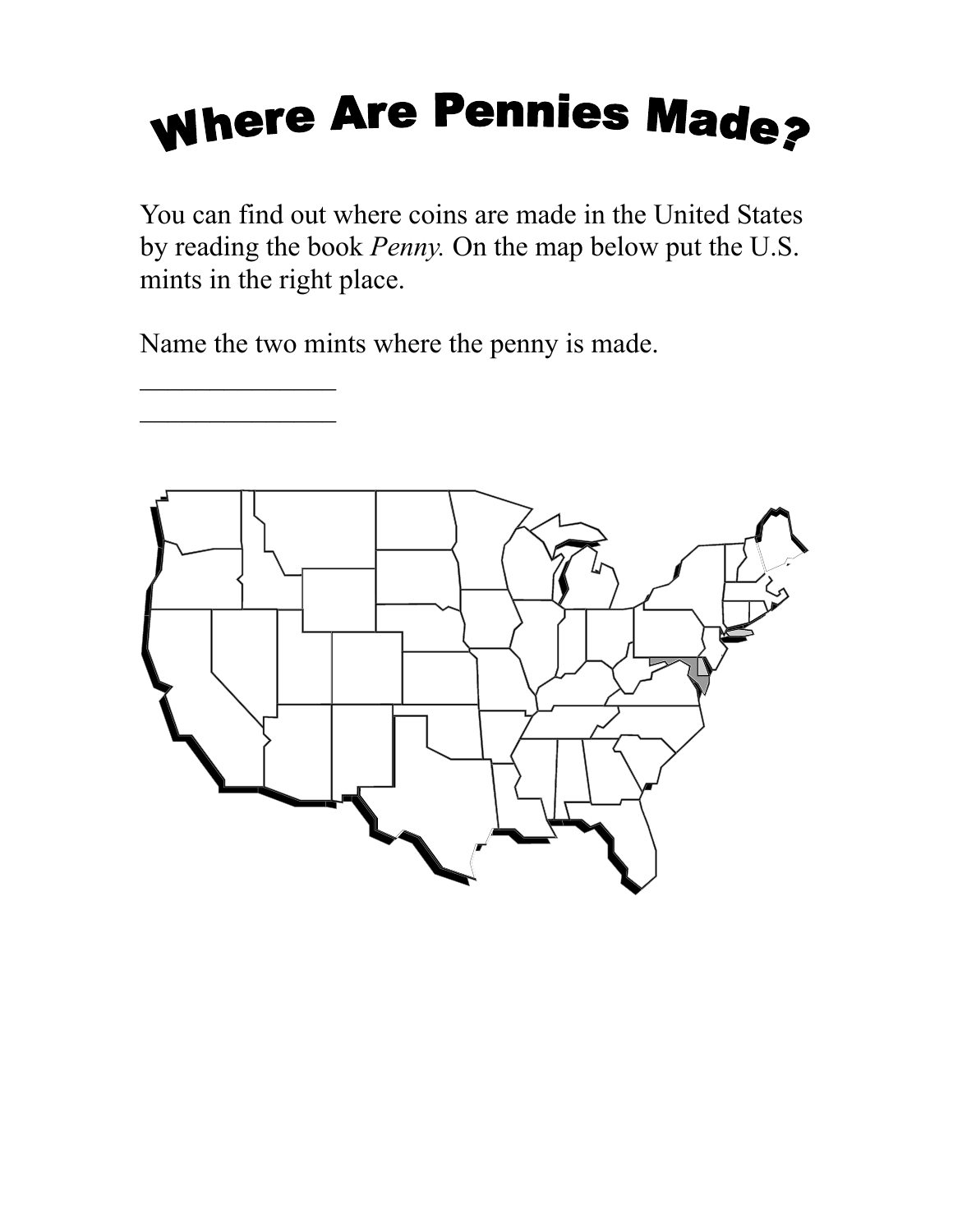# Where Are Pennies Made?

You can find out where coins are made in the United States by reading the book *Penny.* On the map below put the U.S. mints in the right place.

Name the two mints where the penny is made.

_______________

_______________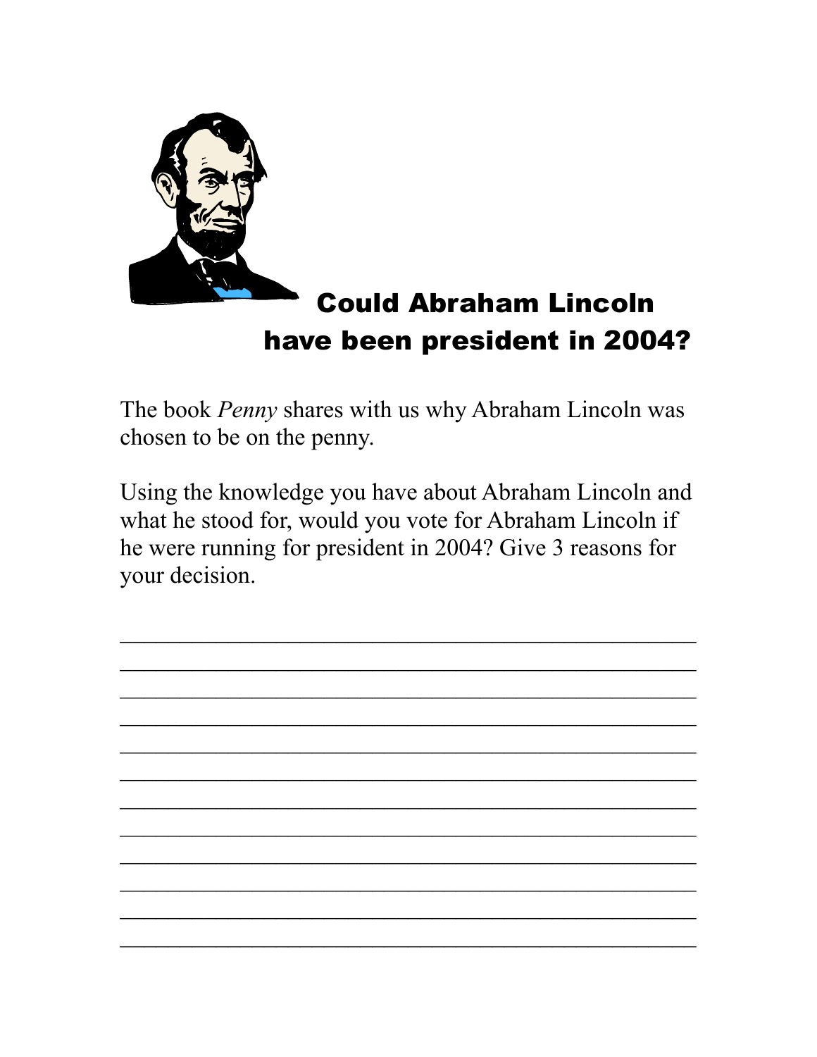## Could Abraham Lincoln have been president in 2004?

The book *Penny* shares with us why Abraham Lincoln was chosen to be on the penny.

Using the knowledge you have about Abraham Lincoln and what he stood for, would you vote for Abraham Lincoln if he were running for president in 2004? Give 3 reasons for your decision.

\_\_\_\_\_\_\_\_\_\_\_\_\_\_\_\_\_\_\_\_\_\_\_\_\_\_\_\_\_\_\_\_\_\_\_\_\_\_\_\_\_\_\_\_\_\_\_\_\_\_

\_\_\_\_\_\_\_\_\_\_\_\_\_\_\_\_\_\_\_\_\_\_\_\_\_\_\_\_\_\_\_\_\_\_\_\_\_\_\_\_\_\_\_\_\_\_\_\_\_\_

\_\_\_\_\_\_\_\_\_\_\_\_\_\_\_\_\_\_\_\_\_\_\_\_\_\_\_\_\_\_\_\_\_\_\_\_\_\_\_\_\_\_\_\_\_\_\_\_\_\_

\_\_\_\_\_\_\_\_\_\_\_\_\_\_\_\_\_\_\_\_\_\_\_\_\_\_\_\_\_\_\_\_\_\_\_\_\_\_\_\_\_\_\_\_\_\_\_\_\_\_

\_\_\_\_\_\_\_\_\_\_\_\_\_\_\_\_\_\_\_\_\_\_\_\_\_\_\_\_\_\_\_\_\_\_\_\_\_\_\_\_\_\_\_\_\_\_\_\_\_\_

\_\_\_\_\_\_\_\_\_\_\_\_\_\_\_\_\_\_\_\_\_\_\_\_\_\_\_\_\_\_\_\_\_\_\_\_\_\_\_\_\_\_\_\_\_\_\_\_\_\_

\_\_\_\_\_\_\_\_\_\_\_\_\_\_\_\_\_\_\_\_\_\_\_\_\_\_\_\_\_\_\_\_\_\_\_\_\_\_\_\_\_\_\_\_\_\_\_\_\_\_

\_\_\_\_\_\_\_\_\_\_\_\_\_\_\_\_\_\_\_\_\_\_\_\_\_\_\_\_\_\_\_\_\_\_\_\_\_\_\_\_\_\_\_\_\_\_\_\_\_\_

\_\_\_\_\_\_\_\_\_\_\_\_\_\_\_\_\_\_\_\_\_\_\_\_\_\_\_\_\_\_\_\_\_\_\_\_\_\_\_\_\_\_\_\_\_\_\_\_\_\_

\_\_\_\_\_\_\_\_\_\_\_\_\_\_\_\_\_\_\_\_\_\_\_\_\_\_\_\_\_\_\_\_\_\_\_\_\_\_\_\_\_\_\_\_\_\_\_\_\_\_

\_\_\_\_\_\_\_\_\_\_\_\_\_\_\_\_\_\_\_\_\_\_\_\_\_\_\_\_\_\_\_\_\_\_\_\_\_\_\_\_\_\_\_\_\_\_\_\_\_\_

\_\_\_\_\_\_\_\_\_\_\_\_\_\_\_\_\_\_\_\_\_\_\_\_\_\_\_\_\_\_\_\_\_\_\_\_\_\_\_\_\_\_\_\_\_\_\_\_\_\_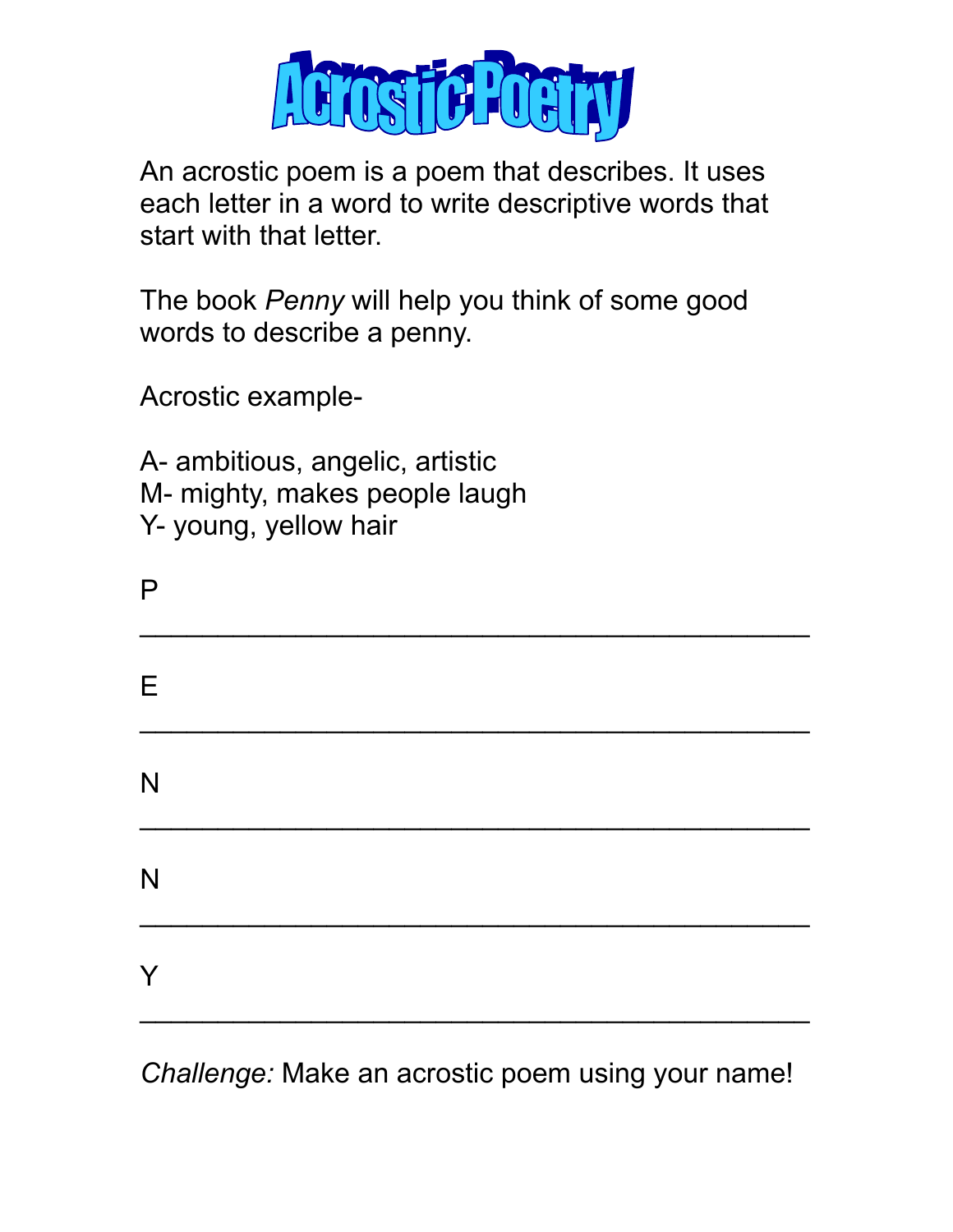# Acrostic Poetry

An acrostic poem is a poem that describes. It uses each letter in a word to write descriptive words that start with that letter.

The book *Penny* will help you think of some good words to describe a penny.

Acrostic example-

A- ambitious, angelic, artistic
M- mighty, makes people laugh
Y- young, yellow hair

P ________________________________________

E ________________________________________

N ________________________________________

N ________________________________________

Y ________________________________________

*Challenge:* Make an acrostic poem using your name!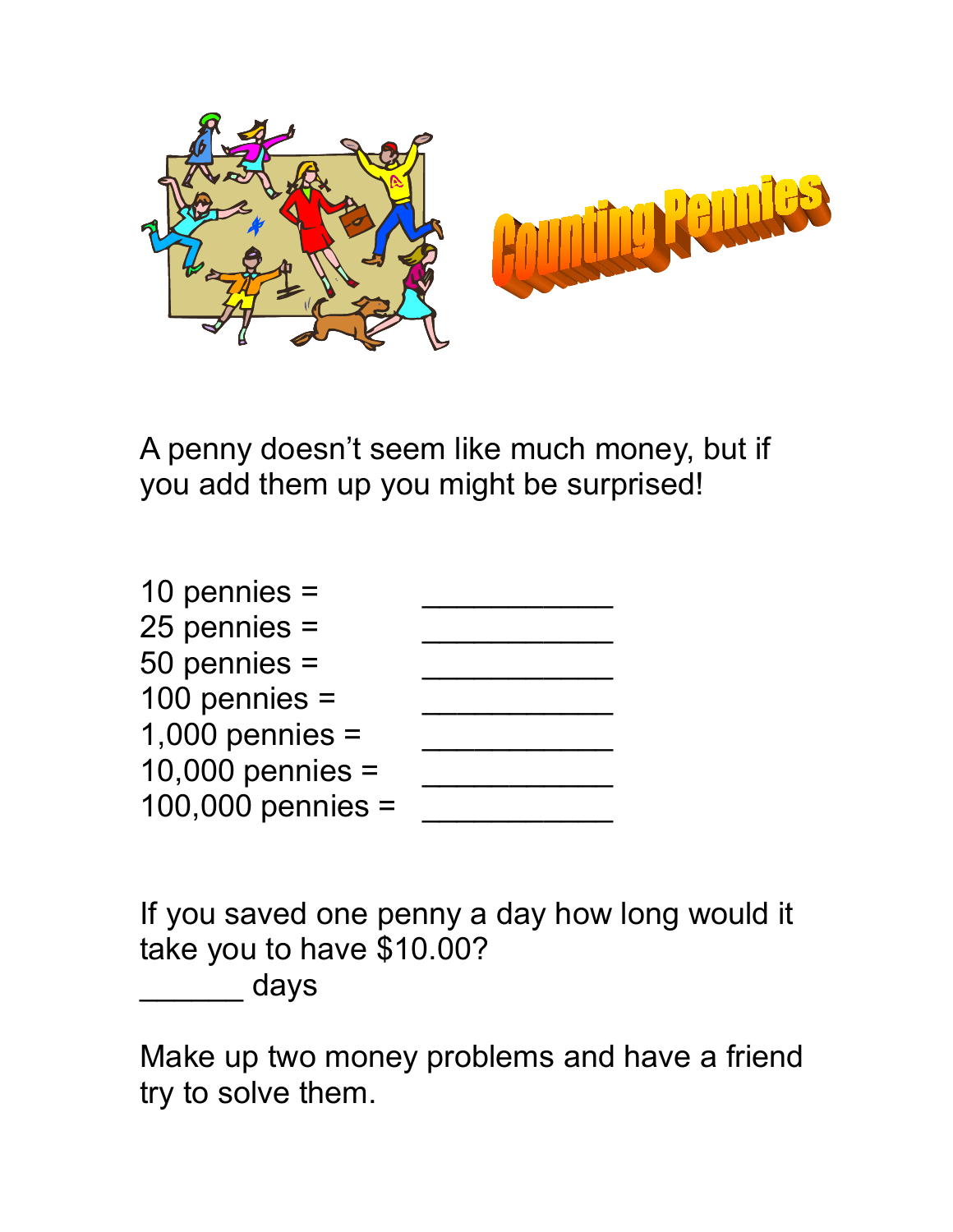# Counting Pennies

A penny doesn't seem like much money, but if you add them up you might be surprised!

10 pennies = ___________
25 pennies = ___________
50 pennies = ___________
100 pennies = ___________
1,000 pennies = ___________
10,000 pennies = ___________
100,000 pennies = ___________

If you saved one penny a day how long would it take you to have $10.00?
______ days

Make up two money problems and have a friend try to solve them.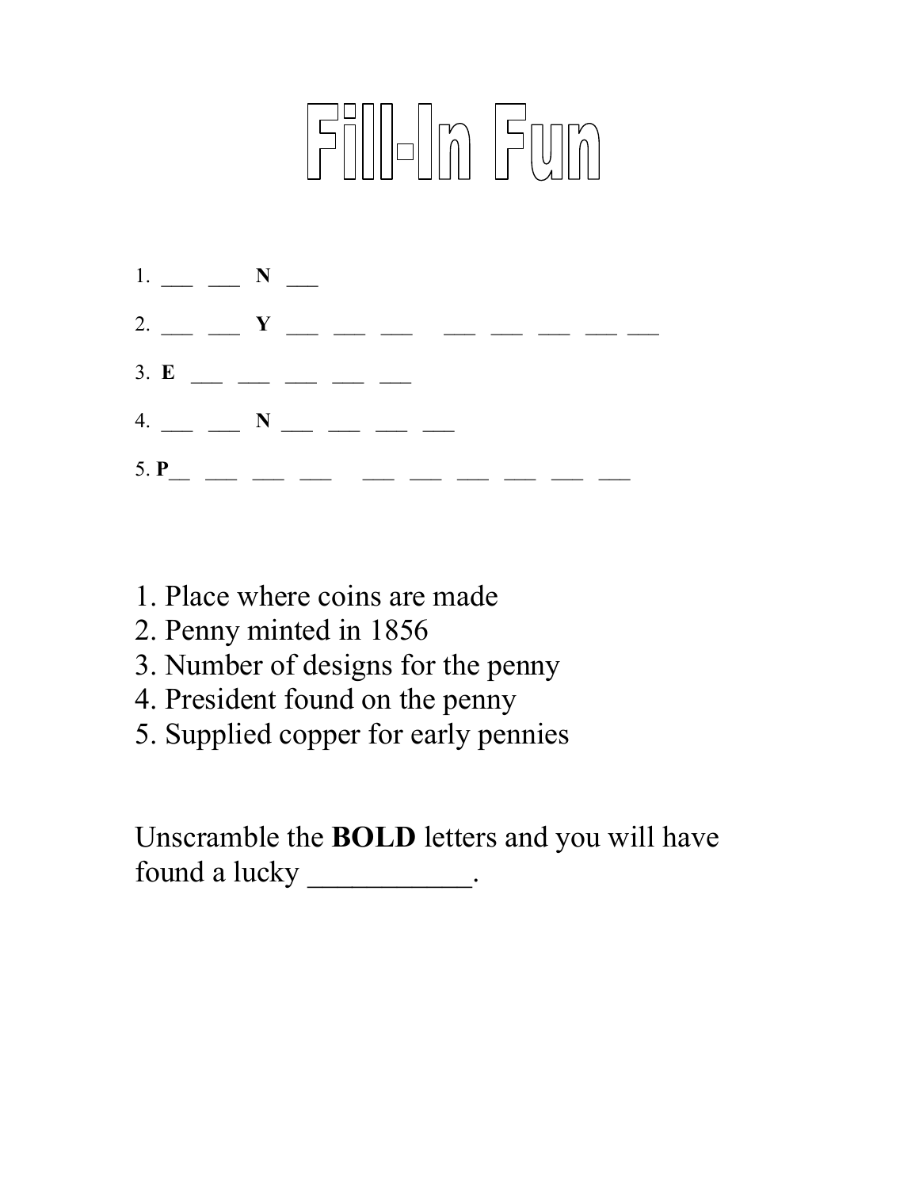# Fill-In Fun

1. ___ ___ **N** ___

2. ___ ___ **Y** ___ ___ ___ ___ ___ ___ ___ ___

3. **E** ___ ___ ___ ___ ___

4. ___ ___ **N** ___ ___ ___ ___

5. **P**__ ___ ___ ___ ___ ___ ___ ___ ___ ___

1. Place where coins are made
2. Penny minted in 1856
3. Number of designs for the penny
4. President found on the penny
5. Supplied copper for early pennies

Unscramble the **BOLD** letters and you will have found a lucky ___________.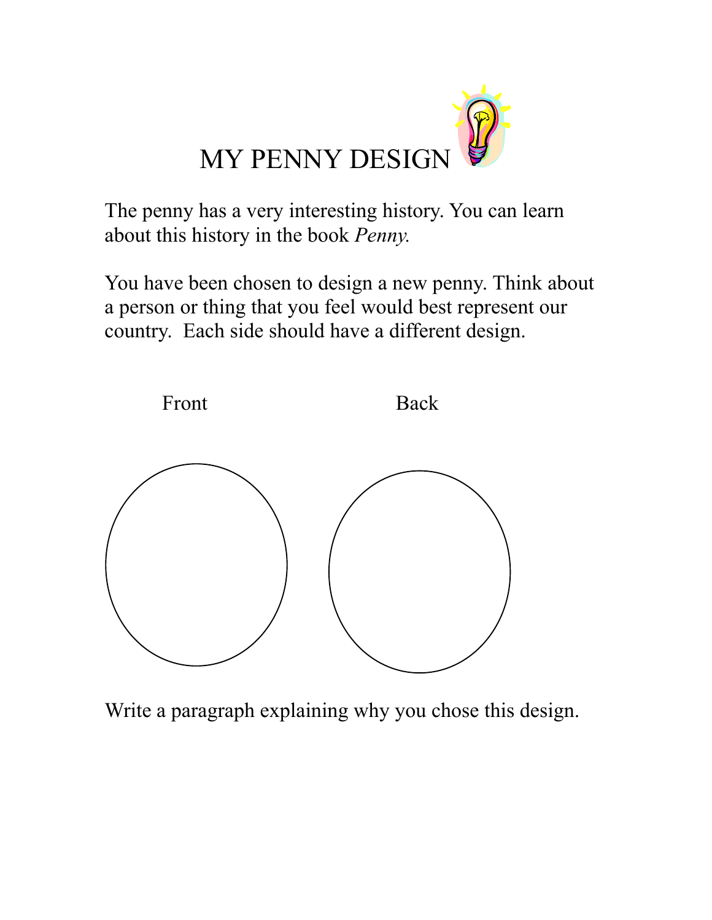# MY PENNY DESIGN

The penny has a very interesting history. You can learn about this history in the book *Penny.*

You have been chosen to design a new penny. Think about a person or thing that you feel would best represent our country. Each side should have a different design.

Front

Back

Write a paragraph explaining why you chose this design.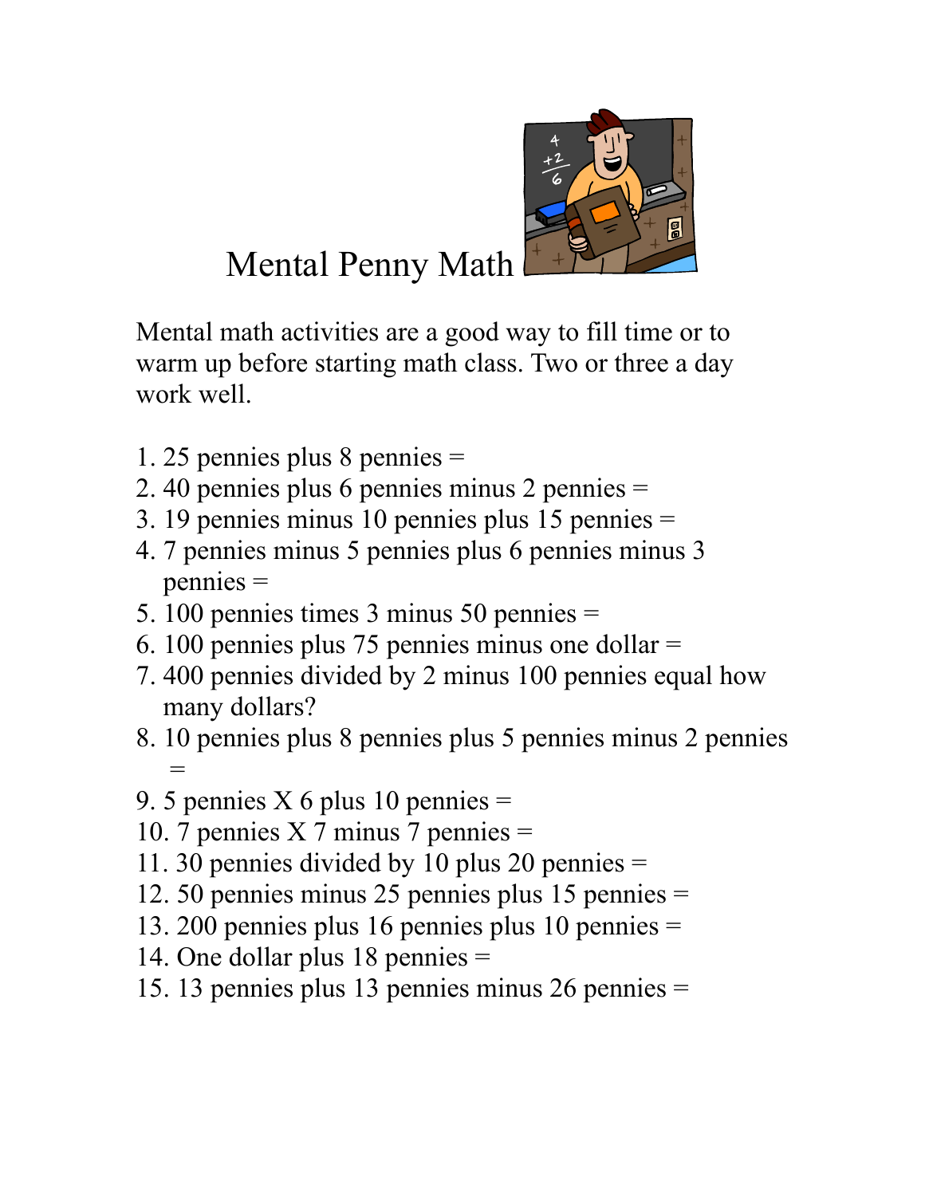# Mental Penny Math

Mental math activities are a good way to fill time or to warm up before starting math class. Two or three a day work well.

1. 25 pennies plus 8 pennies =
2. 40 pennies plus 6 pennies minus 2 pennies =
3. 19 pennies minus 10 pennies plus 15 pennies =
4. 7 pennies minus 5 pennies plus 6 pennies minus 3 pennies =
5. 100 pennies times 3 minus 50 pennies =
6. 100 pennies plus 75 pennies minus one dollar =
7. 400 pennies divided by 2 minus 100 pennies equal how many dollars?
8. 10 pennies plus 8 pennies plus 5 pennies minus 2 pennies =
9. 5 pennies X 6 plus 10 pennies =
10. 7 pennies X 7 minus 7 pennies =
11. 30 pennies divided by 10 plus 20 pennies =
12. 50 pennies minus 25 pennies plus 15 pennies =
13. 200 pennies plus 16 pennies plus 10 pennies =
14. One dollar plus 18 pennies =
15. 13 pennies plus 13 pennies minus 26 pennies =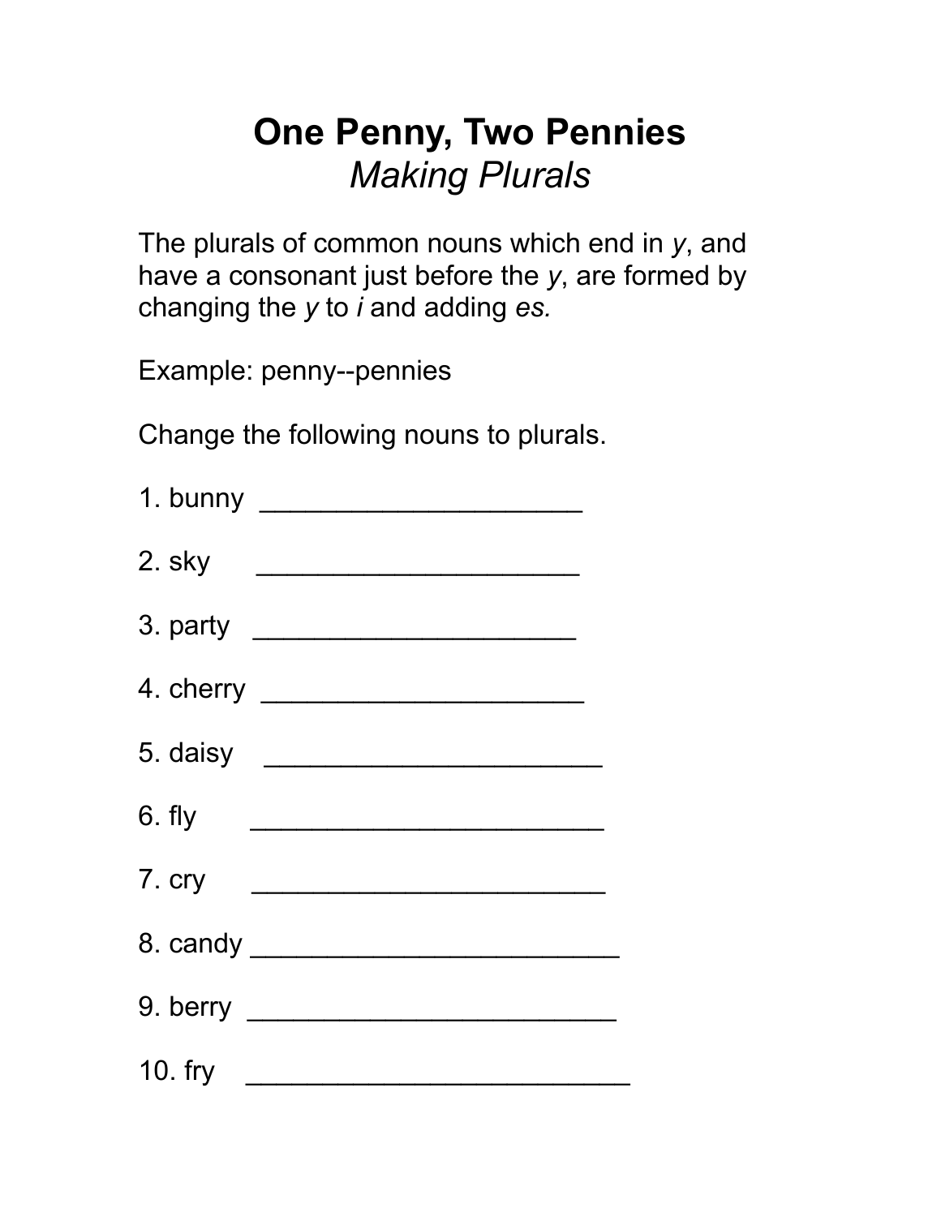# One Penny, Two Pennies

## *Making Plurals*

The plurals of common nouns which end in *y*, and have a consonant just before the *y*, are formed by changing the *y* to *i* and adding *es.*

Example: penny--pennies

Change the following nouns to plurals.

1. bunny _____________________

2. sky _____________________

3. party _____________________

4. cherry _____________________

5. daisy ______________________

6. fly _______________________

7. cry _______________________

8. candy ________________________

9. berry ________________________

10. fry _________________________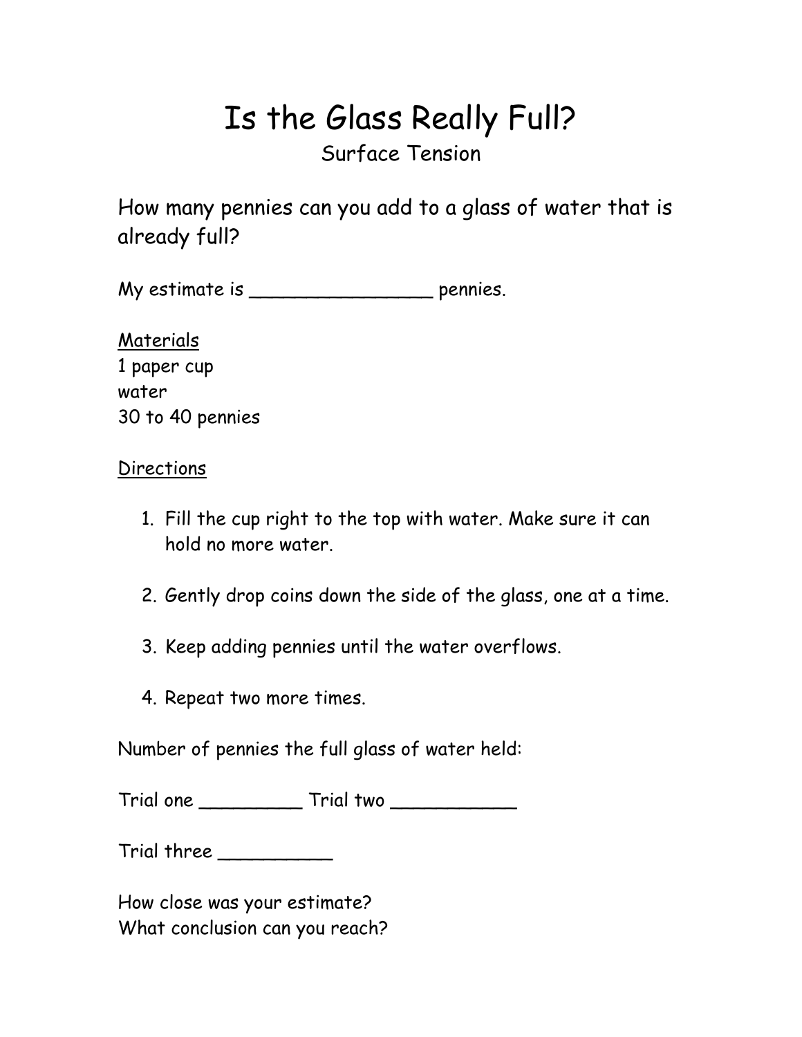# Is the Glass Really Full?

## Surface Tension

How many pennies can you add to a glass of water that is already full?

My estimate is ________________ pennies.

Materials

1 paper cup
water
30 to 40 pennies

Directions

1. Fill the cup right to the top with water. Make sure it can hold no more water.
2. Gently drop coins down the side of the glass, one at a time.
3. Keep adding pennies until the water overflows.
4. Repeat two more times.

Number of pennies the full glass of water held:

Trial one _________ Trial two ___________

Trial three __________

How close was your estimate?
What conclusion can you reach?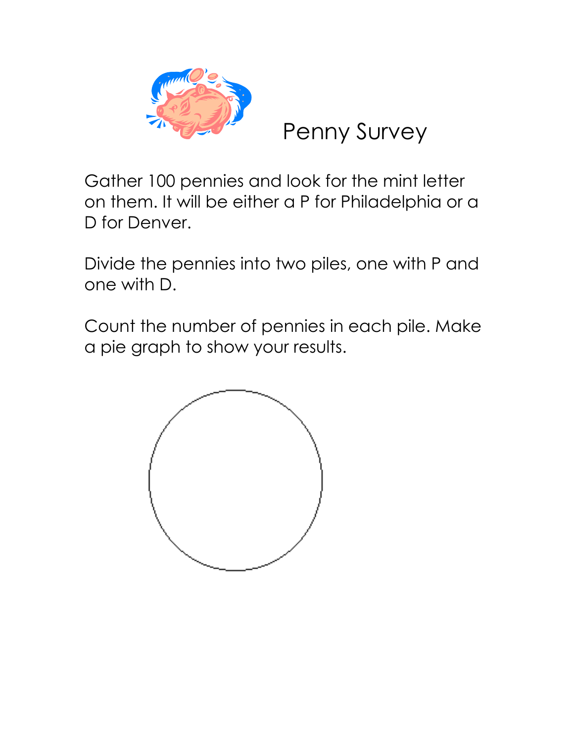# Penny Survey

Gather 100 pennies and look for the mint letter on them. It will be either a P for Philadelphia or a D for Denver.

Divide the pennies into two piles, one with P and one with D.

Count the number of pennies in each pile. Make a pie graph to show your results.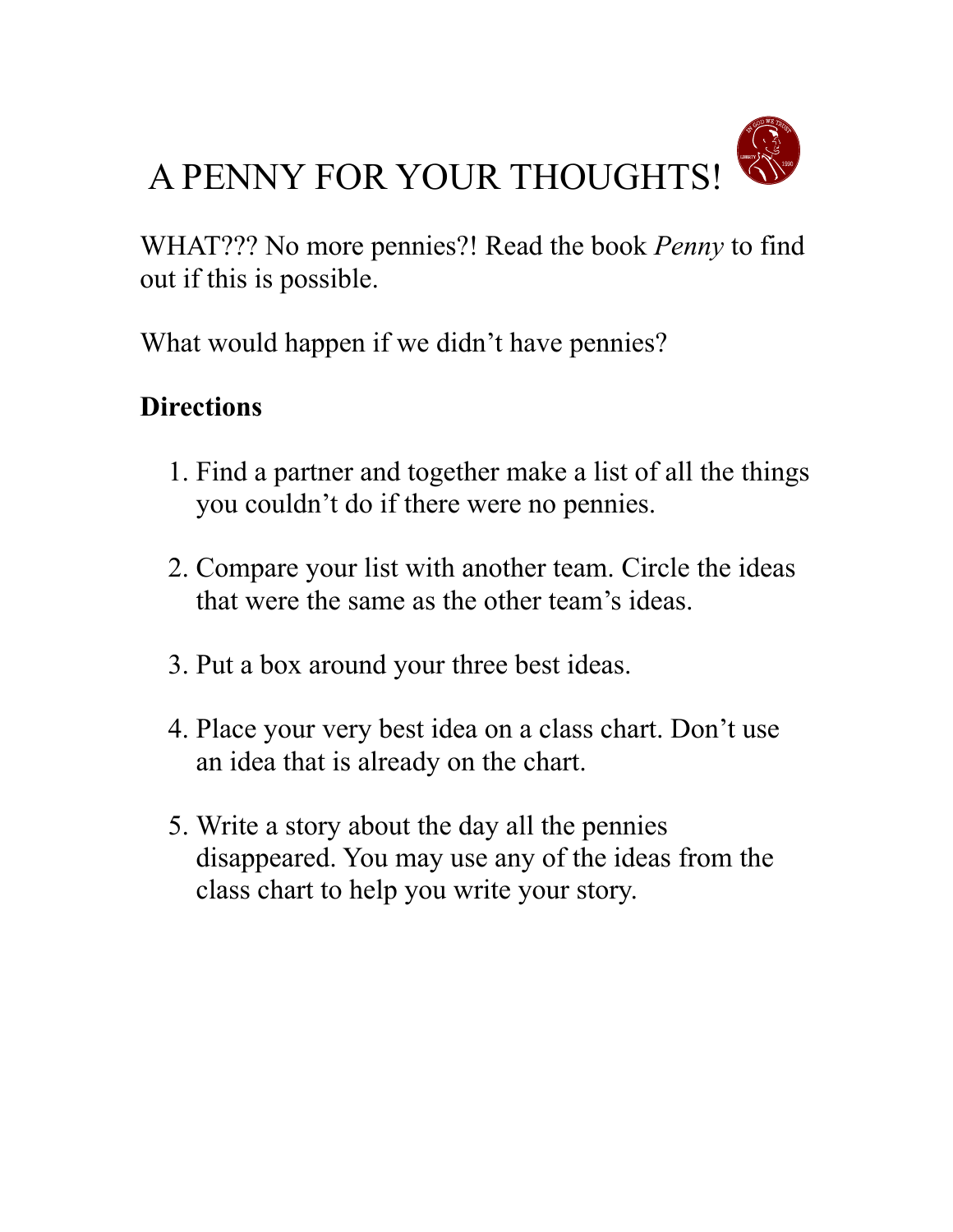# A PENNY FOR YOUR THOUGHTS!

WHAT??? No more pennies?! Read the book *Penny* to find out if this is possible.

What would happen if we didn't have pennies?

**Directions**

1. Find a partner and together make a list of all the things you couldn't do if there were no pennies.
2. Compare your list with another team. Circle the ideas that were the same as the other team's ideas.
3. Put a box around your three best ideas.
4. Place your very best idea on a class chart. Don't use an idea that is already on the chart.
5. Write a story about the day all the pennies disappeared. You may use any of the ideas from the class chart to help you write your story.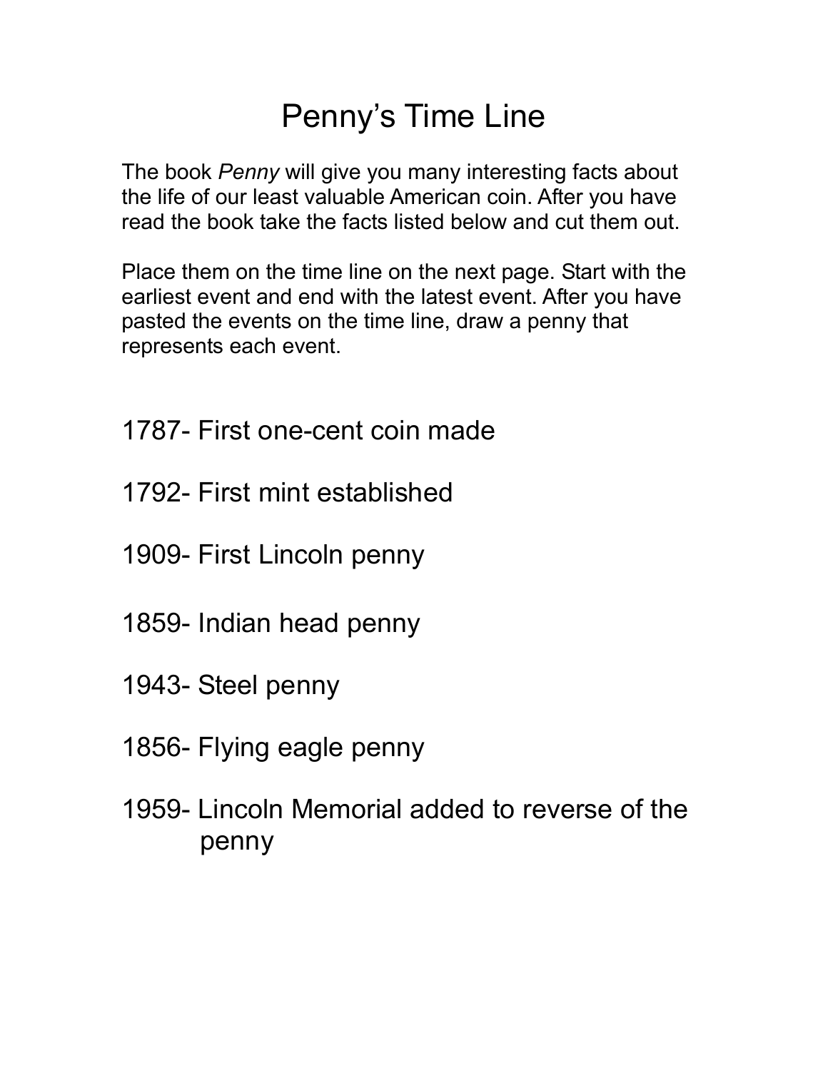# Penny's Time Line

The book *Penny* will give you many interesting facts about the life of our least valuable American coin. After you have read the book take the facts listed below and cut them out.

Place them on the time line on the next page. Start with the earliest event and end with the latest event. After you have pasted the events on the time line, draw a penny that represents each event.

1787- First one-cent coin made

1792- First mint established

1909- First Lincoln penny

1859- Indian head penny

1943- Steel penny

1856- Flying eagle penny

1959- Lincoln Memorial added to reverse of the penny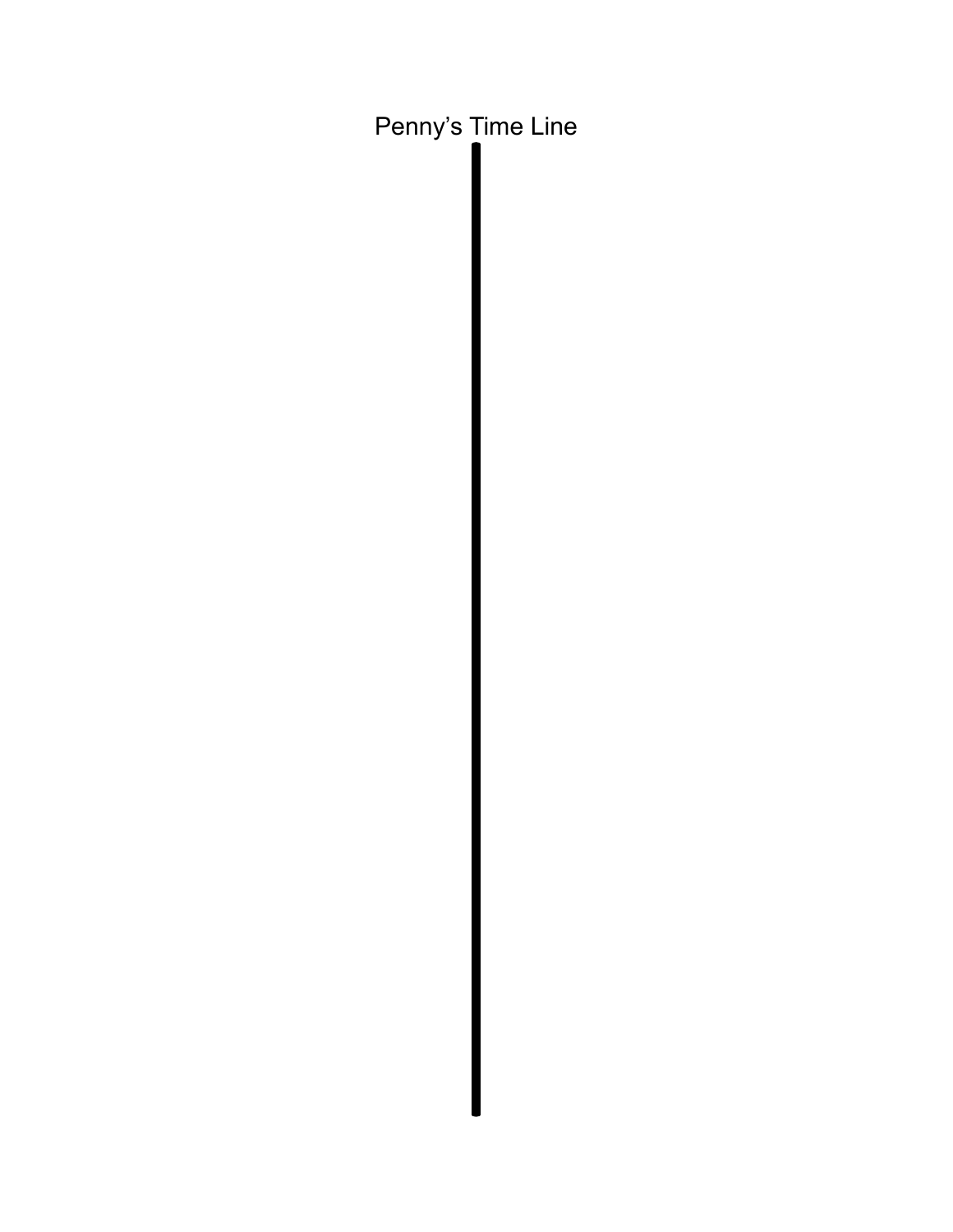Penny's Time Line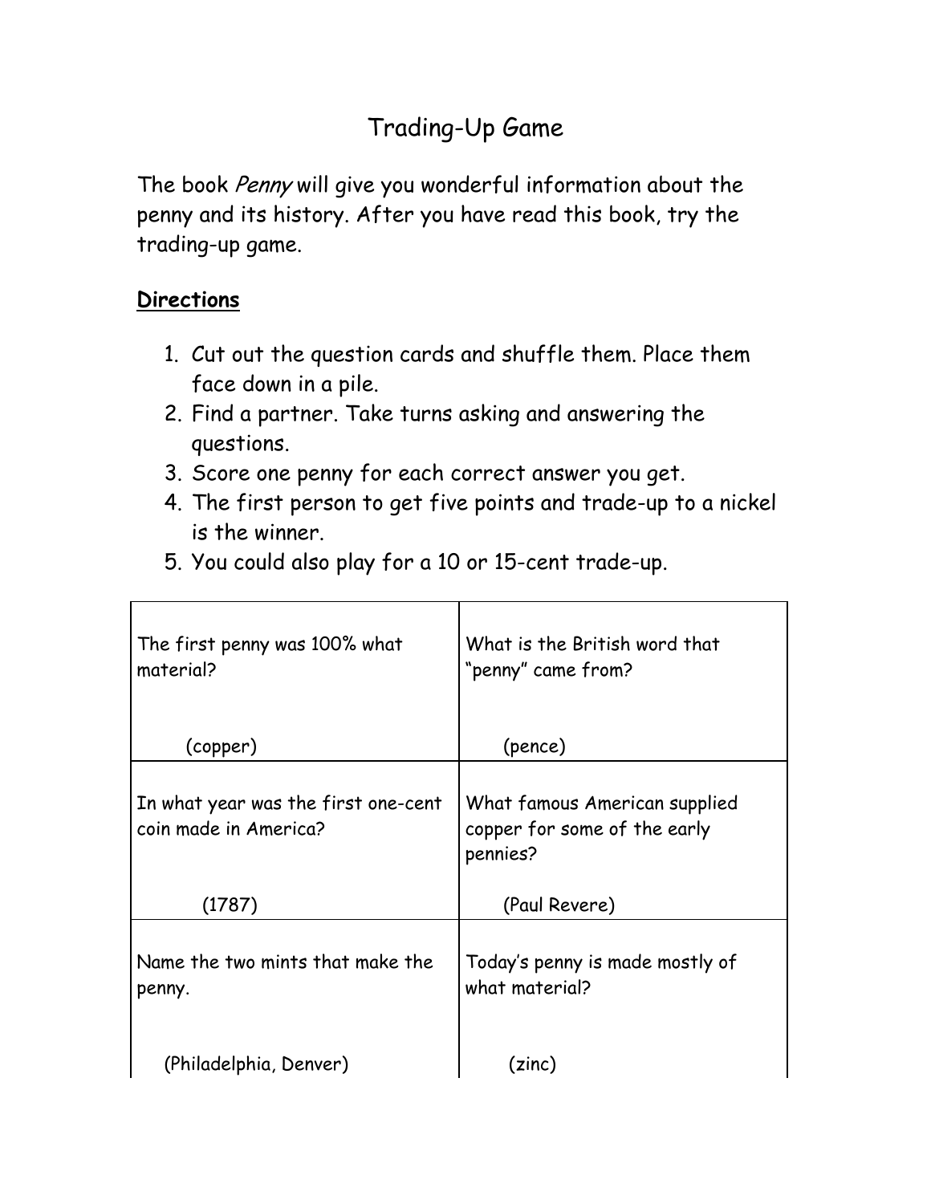# Trading-Up Game

The book *Penny* will give you wonderful information about the penny and its history. After you have read this book, try the trading-up game.

**Directions**

1. Cut out the question cards and shuffle them. Place them face down in a pile.
2. Find a partner. Take turns asking and answering the questions.
3. Score one penny for each correct answer you get.
4. The first person to get five points and trade-up to a nickel is the winner.
5. You could also play for a 10 or 15-cent trade-up.

| | |
|---|---|
| The first penny was 100% what material?<br><br>(copper) | What is the British word that "penny" came from?<br><br>(pence) |
| In what year was the first one-cent coin made in America?<br><br>(1787) | What famous American supplied copper for some of the early pennies?<br><br>(Paul Revere) |
| Name the two mints that make the penny.<br><br>(Philadelphia, Denver) | Today's penny is made mostly of what material?<br><br>(zinc) |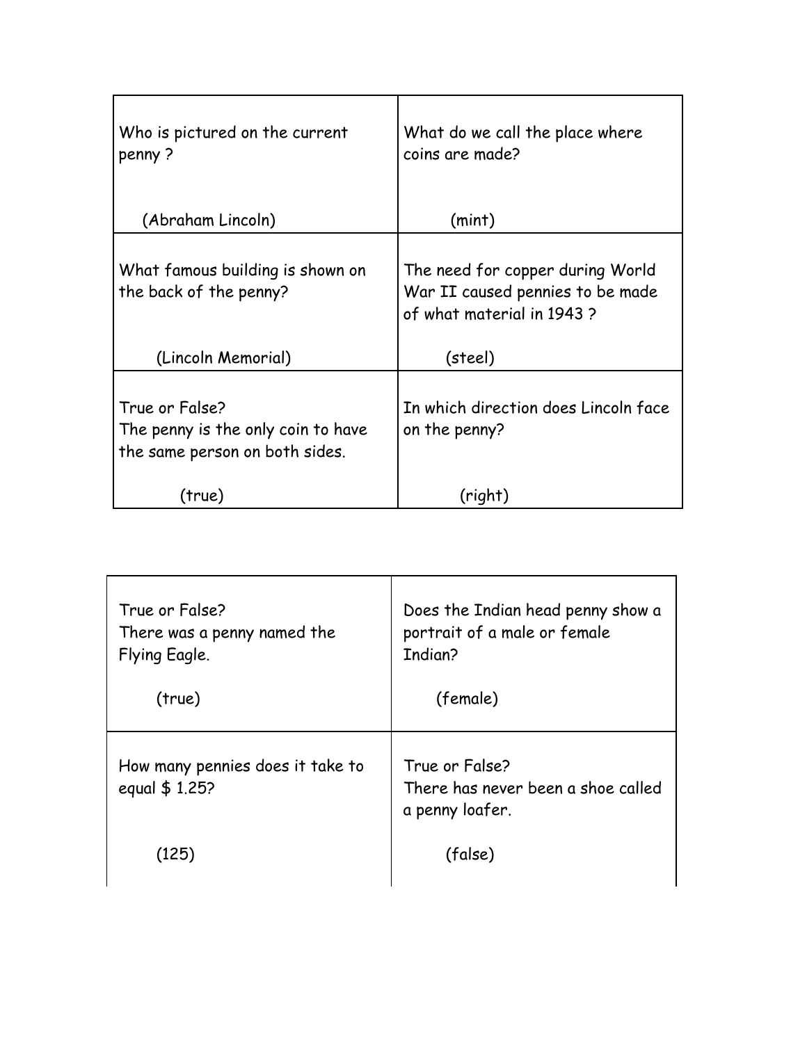| | |
|---|---|
| Who is pictured on the current penny ?<br><br>(Abraham Lincoln) | What do we call the place where coins are made?<br><br>(mint) |
| What famous building is shown on the back of the penny?<br><br>(Lincoln Memorial) | The need for copper during World War II caused pennies to be made of what material in 1943 ?<br><br>(steel) |
| True or False?<br>The penny is the only coin to have the same person on both sides.<br><br>(true) | In which direction does Lincoln face on the penny?<br><br>(right) |

| | |
|---|---|
| True or False?<br>There was a penny named the Flying Eagle.<br><br>(true) | Does the Indian head penny show a portrait of a male or female Indian?<br><br>(female) |
| How many pennies does it take to equal $ 1.25?<br><br>(125) | True or False?<br>There has never been a shoe called a penny loafer.<br><br>(false) |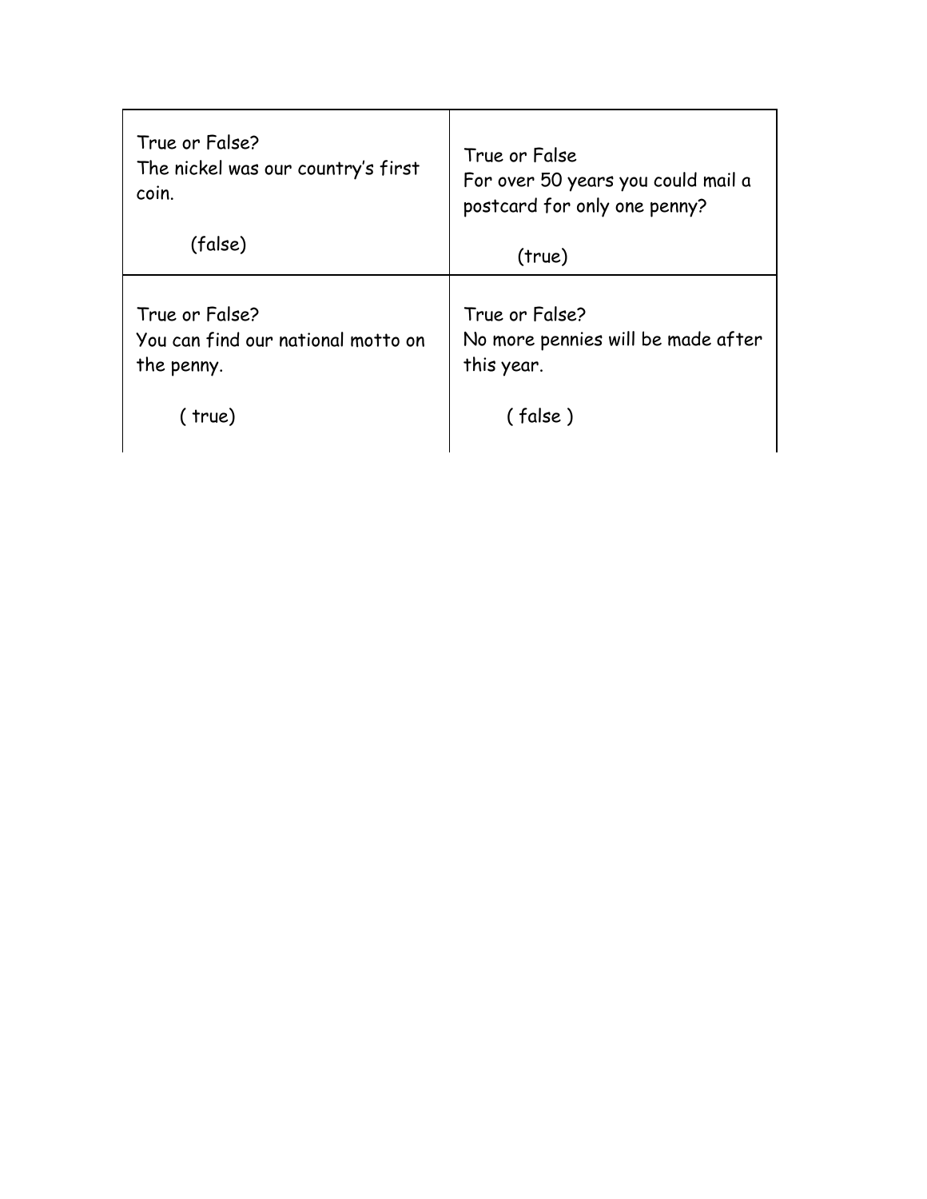| | |
|---|---|
| True or False?<br>The nickel was our country's first coin.<br><br>(false) | True or False<br>For over 50 years you could mail a postcard for only one penny?<br><br>(true) |
| True or False?<br>You can find our national motto on the penny.<br><br>( true) | True or False?<br>No more pennies will be made after this year.<br><br>( false ) |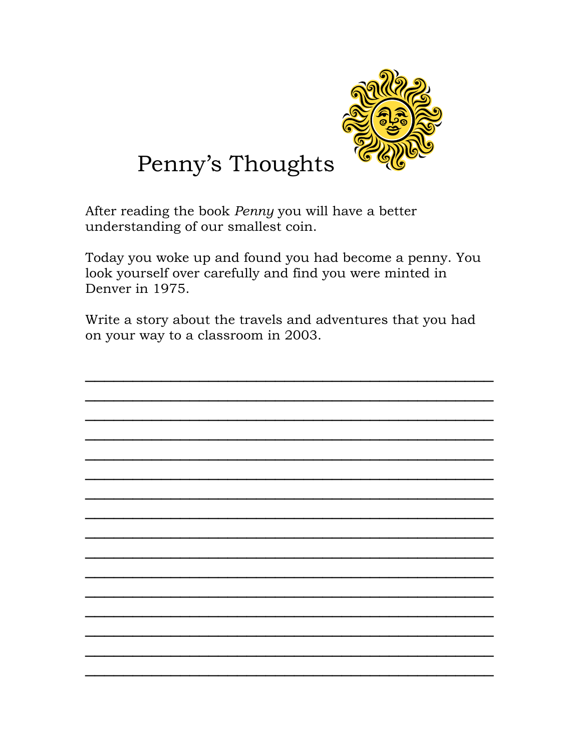# Penny's Thoughts

After reading the book *Penny* you will have a better understanding of our smallest coin.

Today you woke up and found you had become a penny. You look yourself over carefully and find you were minted in Denver in 1975.

Write a story about the travels and adventures that you had on your way to a classroom in 2003.

\_\_\_\_\_\_\_\_\_\_\_\_\_\_\_\_\_\_\_\_\_\_\_\_\_\_\_\_\_\_\_\_\_\_\_\_\_\_\_\_\_\_\_\_\_\_\_\_

\_\_\_\_\_\_\_\_\_\_\_\_\_\_\_\_\_\_\_\_\_\_\_\_\_\_\_\_\_\_\_\_\_\_\_\_\_\_\_\_\_\_\_\_\_\_\_\_

\_\_\_\_\_\_\_\_\_\_\_\_\_\_\_\_\_\_\_\_\_\_\_\_\_\_\_\_\_\_\_\_\_\_\_\_\_\_\_\_\_\_\_\_\_\_\_\_

\_\_\_\_\_\_\_\_\_\_\_\_\_\_\_\_\_\_\_\_\_\_\_\_\_\_\_\_\_\_\_\_\_\_\_\_\_\_\_\_\_\_\_\_\_\_\_\_

\_\_\_\_\_\_\_\_\_\_\_\_\_\_\_\_\_\_\_\_\_\_\_\_\_\_\_\_\_\_\_\_\_\_\_\_\_\_\_\_\_\_\_\_\_\_\_\_

\_\_\_\_\_\_\_\_\_\_\_\_\_\_\_\_\_\_\_\_\_\_\_\_\_\_\_\_\_\_\_\_\_\_\_\_\_\_\_\_\_\_\_\_\_\_\_\_

\_\_\_\_\_\_\_\_\_\_\_\_\_\_\_\_\_\_\_\_\_\_\_\_\_\_\_\_\_\_\_\_\_\_\_\_\_\_\_\_\_\_\_\_\_\_\_\_

\_\_\_\_\_\_\_\_\_\_\_\_\_\_\_\_\_\_\_\_\_\_\_\_\_\_\_\_\_\_\_\_\_\_\_\_\_\_\_\_\_\_\_\_\_\_\_\_

\_\_\_\_\_\_\_\_\_\_\_\_\_\_\_\_\_\_\_\_\_\_\_\_\_\_\_\_\_\_\_\_\_\_\_\_\_\_\_\_\_\_\_\_\_\_\_\_

\_\_\_\_\_\_\_\_\_\_\_\_\_\_\_\_\_\_\_\_\_\_\_\_\_\_\_\_\_\_\_\_\_\_\_\_\_\_\_\_\_\_\_\_\_\_\_\_

\_\_\_\_\_\_\_\_\_\_\_\_\_\_\_\_\_\_\_\_\_\_\_\_\_\_\_\_\_\_\_\_\_\_\_\_\_\_\_\_\_\_\_\_\_\_\_\_

\_\_\_\_\_\_\_\_\_\_\_\_\_\_\_\_\_\_\_\_\_\_\_\_\_\_\_\_\_\_\_\_\_\_\_\_\_\_\_\_\_\_\_\_\_\_\_\_

\_\_\_\_\_\_\_\_\_\_\_\_\_\_\_\_\_\_\_\_\_\_\_\_\_\_\_\_\_\_\_\_\_\_\_\_\_\_\_\_\_\_\_\_\_\_\_\_

\_\_\_\_\_\_\_\_\_\_\_\_\_\_\_\_\_\_\_\_\_\_\_\_\_\_\_\_\_\_\_\_\_\_\_\_\_\_\_\_\_\_\_\_\_\_\_\_

\_\_\_\_\_\_\_\_\_\_\_\_\_\_\_\_\_\_\_\_\_\_\_\_\_\_\_\_\_\_\_\_\_\_\_\_\_\_\_\_\_\_\_\_\_\_\_\_

\_\_\_\_\_\_\_\_\_\_\_\_\_\_\_\_\_\_\_\_\_\_\_\_\_\_\_\_\_\_\_\_\_\_\_\_\_\_\_\_\_\_\_\_\_\_\_\_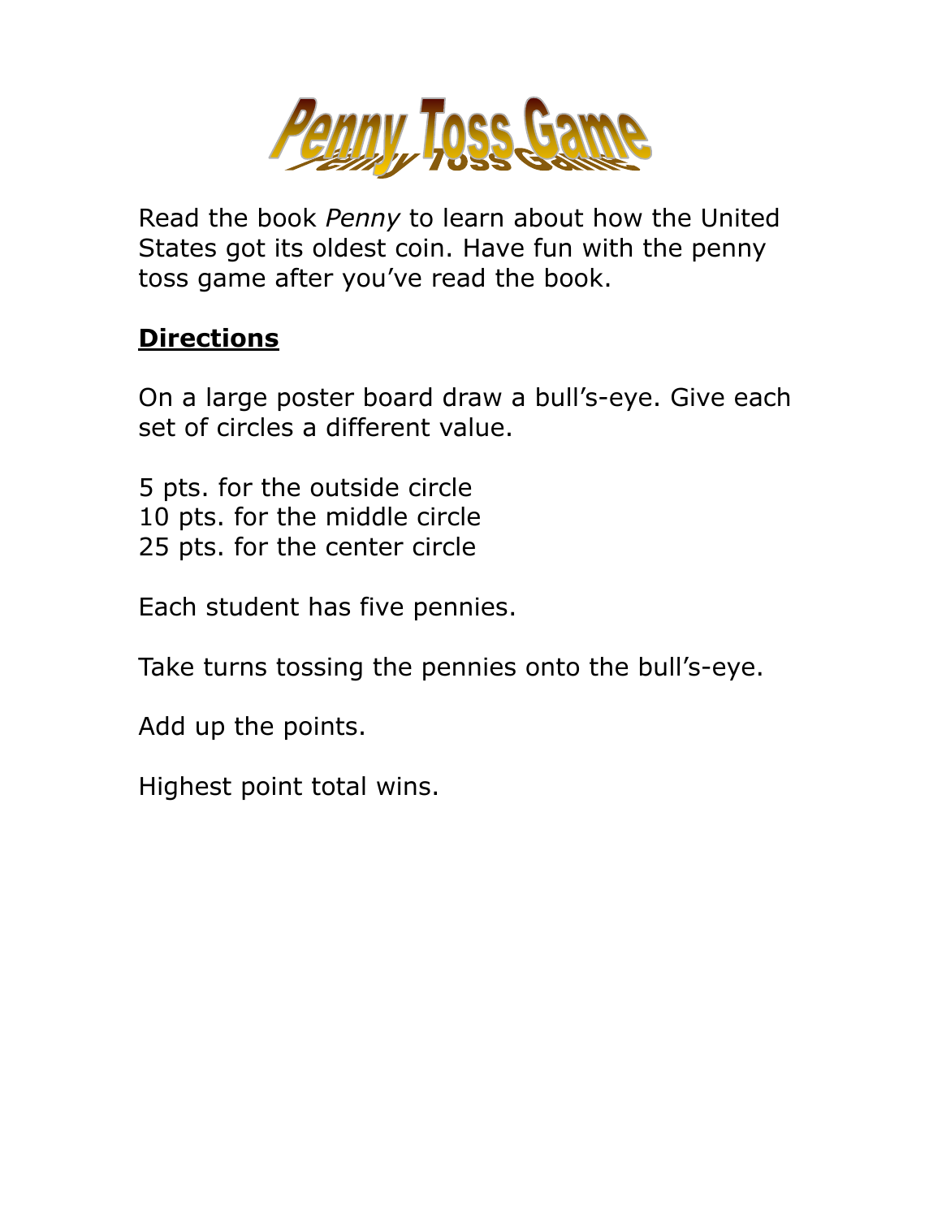# Penny Toss Game

Read the book *Penny* to learn about how the United States got its oldest coin. Have fun with the penny toss game after you've read the book.

**Directions**

On a large poster board draw a bull's-eye. Give each set of circles a different value.

5 pts. for the outside circle
10 pts. for the middle circle
25 pts. for the center circle

Each student has five pennies.

Take turns tossing the pennies onto the bull's-eye.

Add up the points.

Highest point total wins.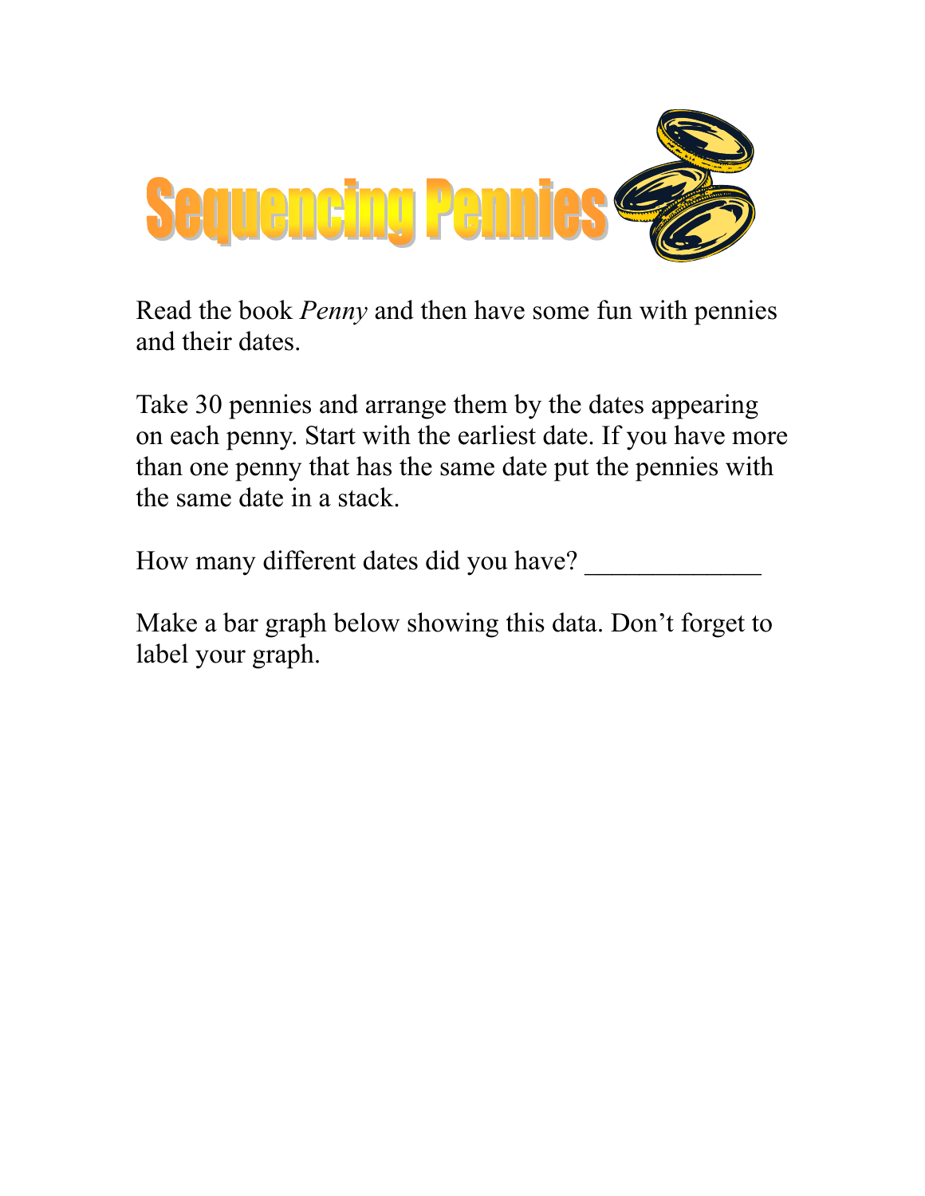# Sequencing Pennies

Read the book *Penny* and then have some fun with pennies and their dates.

Take 30 pennies and arrange them by the dates appearing on each penny. Start with the earliest date. If you have more than one penny that has the same date put the pennies with the same date in a stack.

How many different dates did you have? _____________

Make a bar graph below showing this data. Don't forget to label your graph.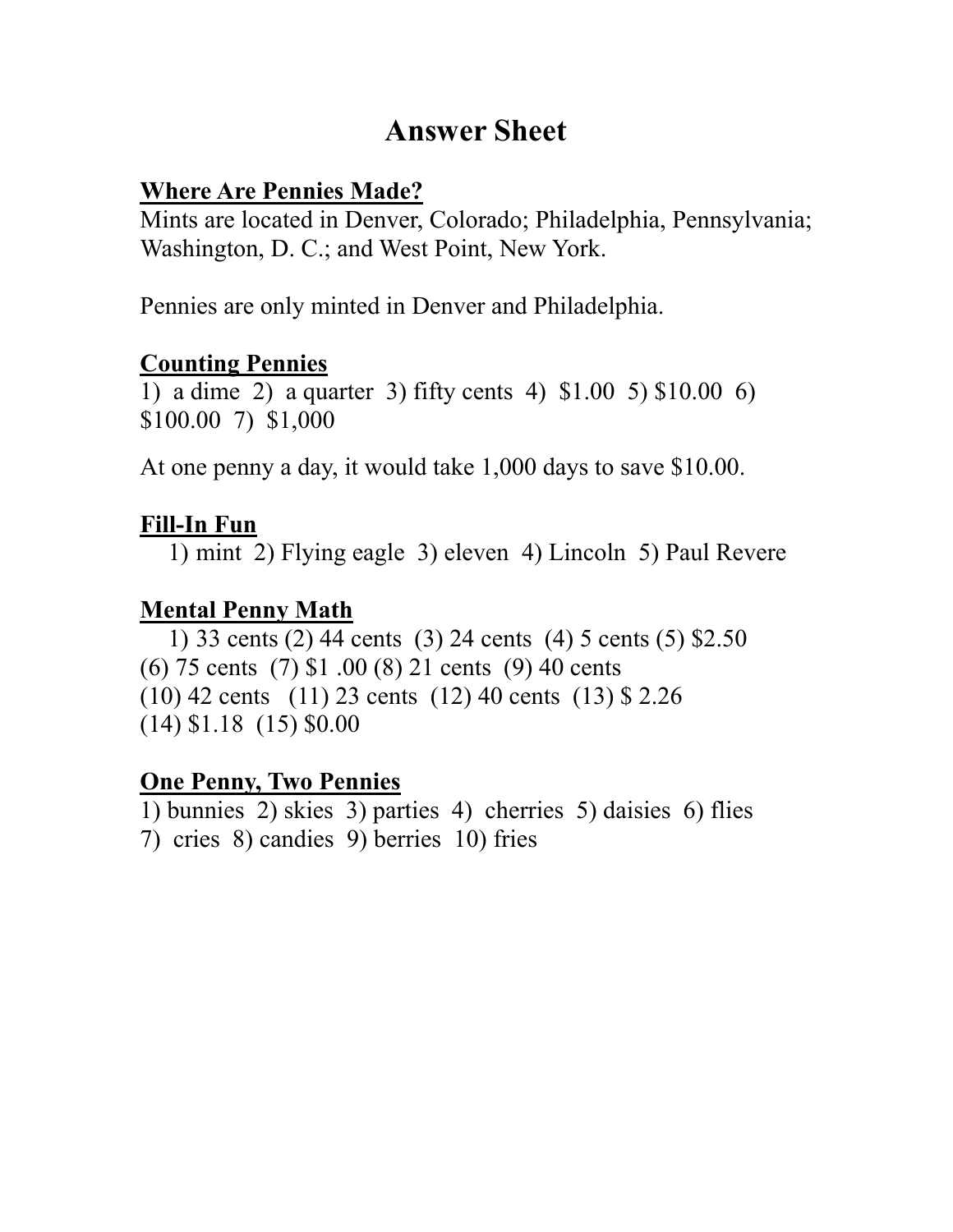# Answer Sheet

**Where Are Pennies Made?**

Mints are located in Denver, Colorado; Philadelphia, Pennsylvania; Washington, D. C.; and West Point, New York.

Pennies are only minted in Denver and Philadelphia.

**Counting Pennies**

1) a dime 2) a quarter 3) fifty cents 4) $1.00 5) $10.00 6) $100.00 7) $1,000

At one penny a day, it would take 1,000 days to save $10.00.

**Fill-In Fun**

1) mint 2) Flying eagle 3) eleven 4) Lincoln 5) Paul Revere

**Mental Penny Math**

1) 33 cents (2) 44 cents (3) 24 cents (4) 5 cents (5) $2.50 (6) 75 cents (7) $1 .00 (8) 21 cents (9) 40 cents (10) 42 cents (11) 23 cents (12) 40 cents (13) $ 2.26 (14) $1.18 (15) $0.00

**One Penny, Two Pennies**

1) bunnies 2) skies 3) parties 4) cherries 5) daisies 6) flies 7) cries 8) candies 9) berries 10) fries